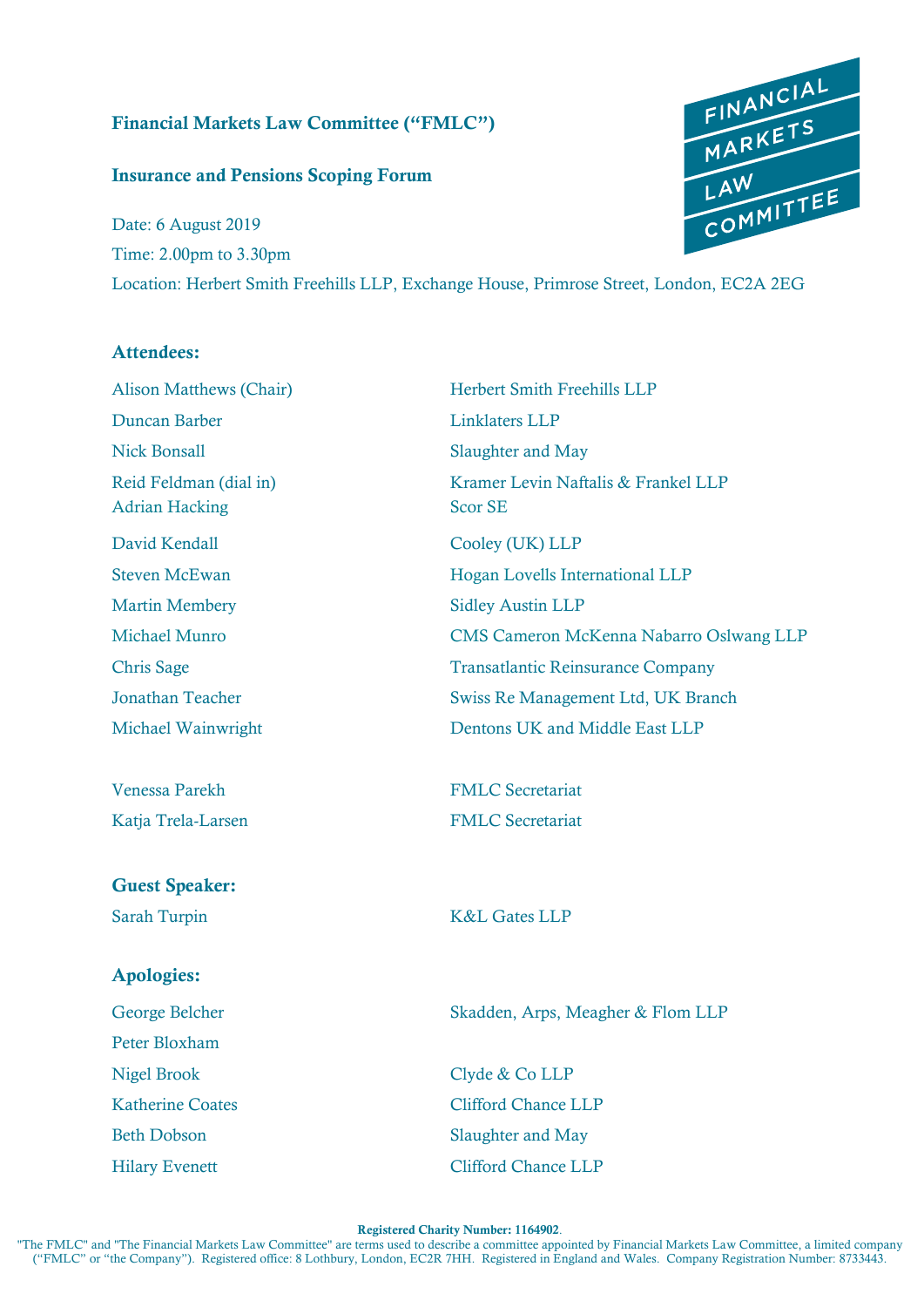**Financial Markets Law Committee ("FMLC")**

**Insurance and Pensions Scoping Forum**

Date: 6 August 2019

Time: 2.00pm to 3.30pm

Location: Herbert Smith Freehills LLP, Exchange House, Primrose Street, London, EC2A 2EG

## Attendees:

| | |
|---|---|
| Alison Matthews (Chair) | Herbert Smith Freehills LLP |
| Duncan Barber | Linklaters LLP |
| Nick Bonsall | Slaughter and May |
| Reid Feldman (dial in) | Kramer Levin Naftalis & Frankel LLP |
| Adrian Hacking | Scor SE |
| David Kendall | Cooley (UK) LLP |
| Steven McEwan | Hogan Lovells International LLP |
| Martin Membery | Sidley Austin LLP |
| Michael Munro | CMS Cameron McKenna Nabarro Olswang LLP |
| Chris Sage | Transatlantic Reinsurance Company |
| Jonathan Teacher | Swiss Re Management Ltd, UK Branch |
| Michael Wainwright | Dentons UK and Middle East LLP |
| | |
| Venessa Parekh | FMLC Secretariat |
| Katja Trela-Larsen | FMLC Secretariat |

## Guest Speaker:

| | |
|---|---|
| Sarah Turpin | K&L Gates LLP |

## Apologies:

| | |
|---|---|
| George Belcher | Skadden, Arps, Meagher & Flom LLP |
| Peter Bloxham | |
| Nigel Brook | Clyde & Co LLP |
| Katherine Coates | Clifford Chance LLP |
| Beth Dobson | Slaughter and May |
| Hilary Evenett | Clifford Chance LLP |

**Registered Charity Number: 1164902**.

"The FMLC" and "The Financial Markets Law Committee" are terms used to describe a committee appointed by Financial Markets Law Committee, a limited company ("FMLC" or "the Company"). Registered office: 8 Lothbury, London, EC2R 7HH. Registered in England and Wales. Company Registration Number: 8733443.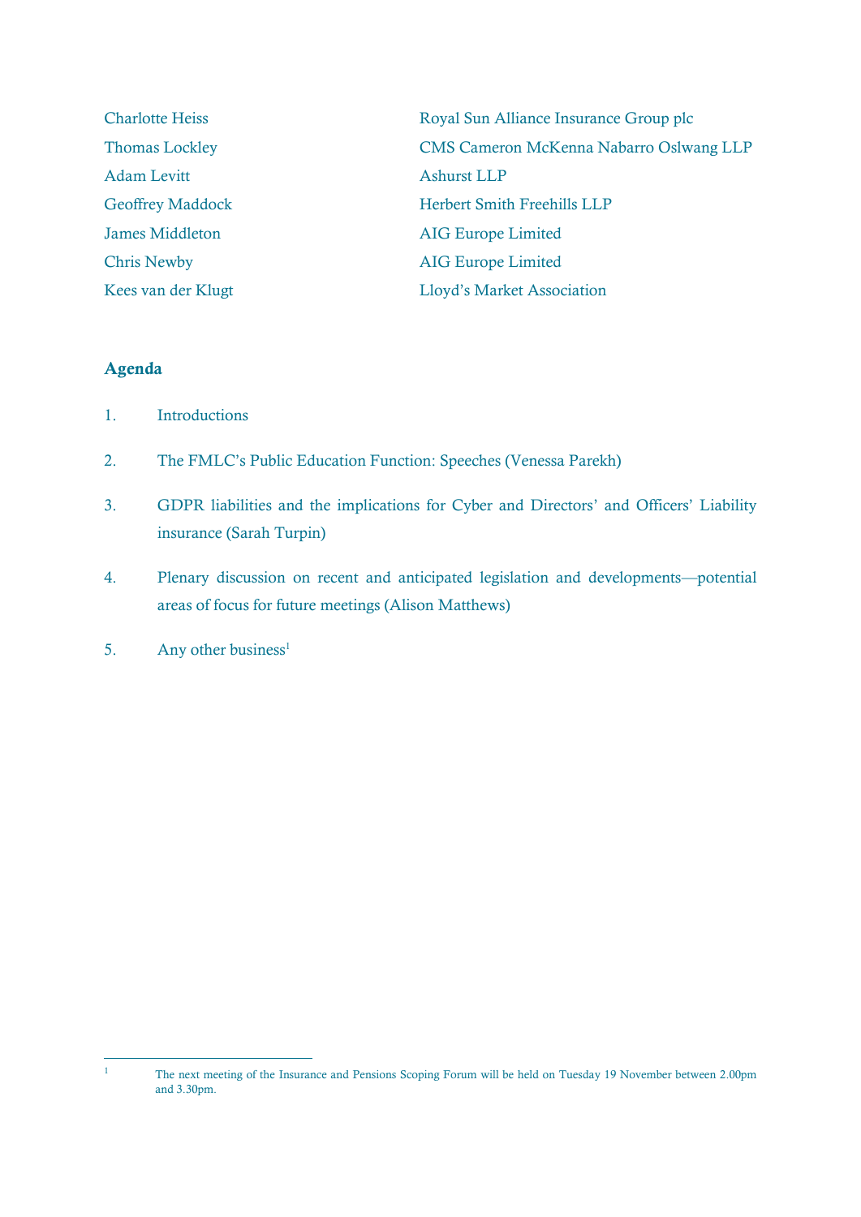| | |
|---|---|
| Charlotte Heiss | Royal Sun Alliance Insurance Group plc |
| Thomas Lockley | CMS Cameron McKenna Nabarro Oslwang LLP |
| Adam Levitt | Ashurst LLP |
| Geoffrey Maddock | Herbert Smith Freehills LLP |
| James Middleton | AIG Europe Limited |
| Chris Newby | AIG Europe Limited |
| Kees van der Klugt | Lloyd's Market Association |

## Agenda

1. Introductions

2. The FMLC's Public Education Function: Speeches (Venessa Parekh)

3. GDPR liabilities and the implications for Cyber and Directors' and Officers' Liability insurance (Sarah Turpin)

4. Plenary discussion on recent and anticipated legislation and developments—potential areas of focus for future meetings (Alison Matthews)

5. Any other business[1]

---

[1] The next meeting of the Insurance and Pensions Scoping Forum will be held on Tuesday 19 November between 2.00pm and 3.30pm.